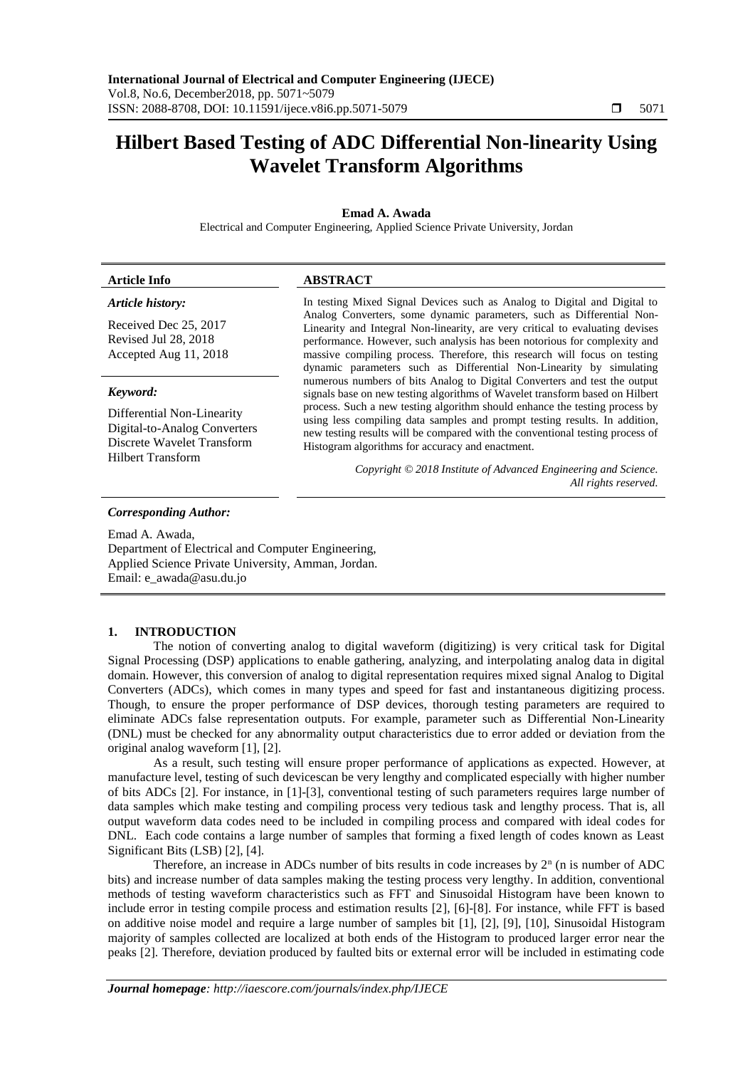# Hilbert Based Testing of ADC Differential Non-linearity Using Wavelet Transform Algorithms

**Emad A. Awada**

Electrical and Computer Engineering, Applied Science Private University, Jordan

**Article Info**

***Article history:***

Received Dec 25, 2017
Revised Jul 28, 2018
Accepted Aug 11, 2018

***Keyword:***

Differential Non-Linearity
Digital-to-Analog Converters
Discrete Wavelet Transform
Hilbert Transform

**ABSTRACT**

In testing Mixed Signal Devices such as Analog to Digital and Digital to Analog Converters, some dynamic parameters, such as Differential Non-Linearity and Integral Non-linearity, are very critical to evaluating devises performance. However, such analysis has been notorious for complexity and massive compiling process. Therefore, this research will focus on testing dynamic parameters such as Differential Non-Linearity by simulating numerous numbers of bits Analog to Digital Converters and test the output signals base on new testing algorithms of Wavelet transform based on Hilbert process. Such a new testing algorithm should enhance the testing process by using less compiling data samples and prompt testing results. In addition, new testing results will be compared with the conventional testing process of Histogram algorithms for accuracy and enactment.

*Copyright © 2018 Institute of Advanced Engineering and Science. All rights reserved.*

***Corresponding Author:***

Emad A. Awada,
Department of Electrical and Computer Engineering,
Applied Science Private University, Amman, Jordan.
Email: e_awada@asu.du.jo

## 1. INTRODUCTION

The notion of converting analog to digital waveform (digitizing) is very critical task for Digital Signal Processing (DSP) applications to enable gathering, analyzing, and interpolating analog data in digital domain. However, this conversion of analog to digital representation requires mixed signal Analog to Digital Converters (ADCs), which comes in many types and speed for fast and instantaneous digitizing process. Though, to ensure the proper performance of DSP devices, thorough testing parameters are required to eliminate ADCs false representation outputs. For example, parameter such as Differential Non-Linearity (DNL) must be checked for any abnormality output characteristics due to error added or deviation from the original analog waveform [1], [2].

As a result, such testing will ensure proper performance of applications as expected. However, at manufacture level, testing of such devicescan be very lengthy and complicated especially with higher number of bits ADCs [2]. For instance, in [1]-[3], conventional testing of such parameters requires large number of data samples which make testing and compiling process very tedious task and lengthy process. That is, all output waveform data codes need to be included in compiling process and compared with ideal codes for DNL. Each code contains a large number of samples that forming a fixed length of codes known as Least Significant Bits (LSB) [2], [4].

Therefore, an increase in ADCs number of bits results in code increases by $2^n$ (n is number of ADC bits) and increase number of data samples making the testing process very lengthy. In addition, conventional methods of testing waveform characteristics such as FFT and Sinusoidal Histogram have been known to include error in testing compile process and estimation results [2], [6]-[8]. For instance, while FFT is based on additive noise model and require a large number of samples bit [1], [2], [9], [10], Sinusoidal Histogram majority of samples collected are localized at both ends of the Histogram to produced larger error near the peaks [2]. Therefore, deviation produced by faulted bits or external error will be included in estimating code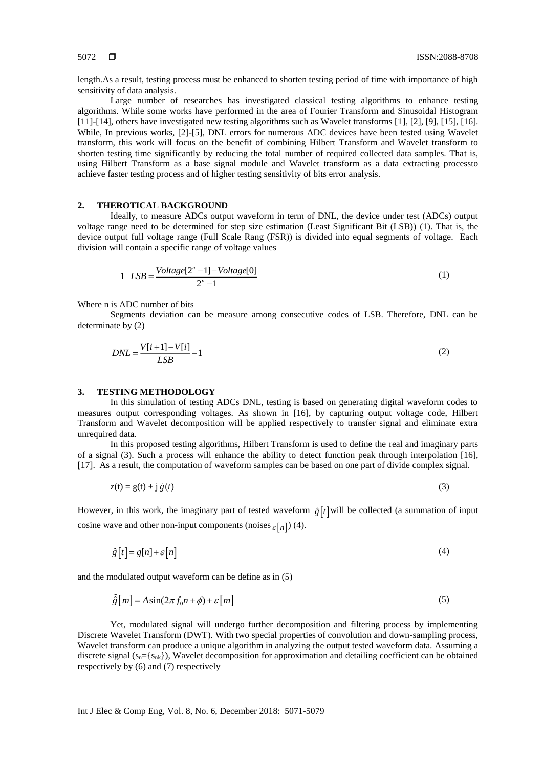length.As a result, testing process must be enhanced to shorten testing period of time with importance of high sensitivity of data analysis.

Large number of researches has investigated classical testing algorithms to enhance testing algorithms. While some works have performed in the area of Fourier Transform and Sinusoidal Histogram [11]-[14], others have investigated new testing algorithms such as Wavelet transforms [1], [2], [9], [15], [16]. While, In previous works, [2]-[5], DNL errors for numerous ADC devices have been tested using Wavelet transform, this work will focus on the benefit of combining Hilbert Transform and Wavelet transform to shorten testing time significantly by reducing the total number of required collected data samples. That is, using Hilbert Transform as a base signal module and Wavelet transform as a data extracting processto achieve faster testing process and of higher testing sensitivity of bits error analysis.

## 2. THEROTICAL BACKGROUND

Ideally, to measure ADCs output waveform in term of DNL, the device under test (ADCs) output voltage range need to be determined for step size estimation (Least Significant Bit (LSB)) (1). That is, the device output full voltage range (Full Scale Rang (FSR)) is divided into equal segments of voltage. Each division will contain a specific range of voltage values

$$1 \;\; LSB = \frac{Voltage[2^n - 1] - Voltage[0]}{2^n - 1} \tag{1}$$

Where n is ADC number of bits

Segments deviation can be measure among consecutive codes of LSB. Therefore, DNL can be determinate by (2)

$$DNL = \frac{V[i+1] - V[i]}{LSB} - 1 \tag{2}$$

## 3. TESTING METHODOLOGY

In this simulation of testing ADCs DNL, testing is based on generating digital waveform codes to measures output corresponding voltages. As shown in [16], by capturing output voltage code, Hilbert Transform and Wavelet decomposition will be applied respectively to transfer signal and eliminate extra unrequired data.

In this proposed testing algorithms, Hilbert Transform is used to define the real and imaginary parts of a signal (3). Such a process will enhance the ability to detect function peak through interpolation [16], [17]. As a result, the computation of waveform samples can be based on one part of divide complex signal.

$$z(t) = g(t) + j\,\tilde{g}(t) \tag{3}$$

However, in this work, the imaginary part of tested waveform $\hat{g}[t]$ will be collected (a summation of input cosine wave and other non-input components (noises $\varepsilon[n]$) (4).

$$\hat{g}[t] = g[n] + \varepsilon[n] \tag{4}$$

and the modulated output waveform can be define as in (5)

$$\tilde{\hat{g}}[m] = A\sin(2\pi f_0 n + \phi) + \varepsilon[m] \tag{5}$$

Yet, modulated signal will undergo further decomposition and filtering process by implementing Discrete Wavelet Transform (DWT). With two special properties of convolution and down-sampling process, Wavelet transform can produce a unique algorithm in analyzing the output tested waveform data. Assuming a discrete signal ($s_n=\{s_{nk}\}$), Wavelet decomposition for approximation and detailing coefficient can be obtained respectively by (6) and (7) respectively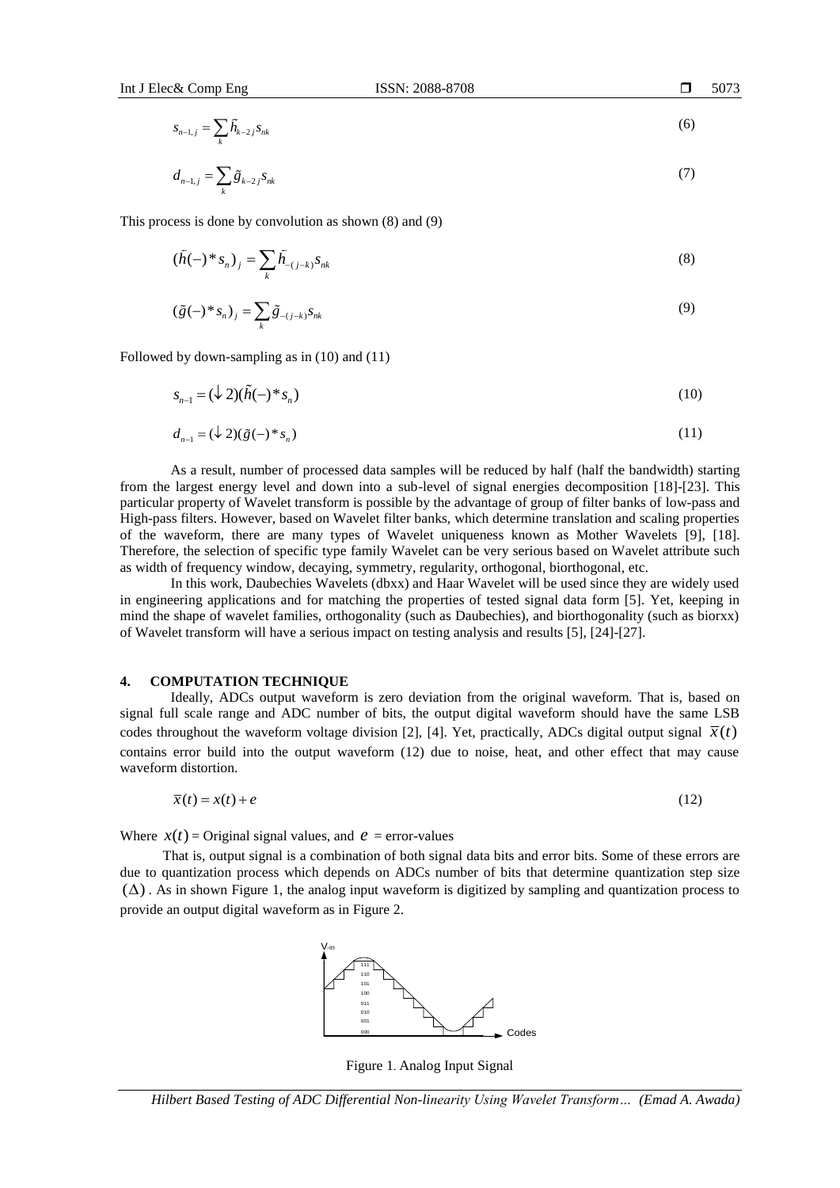$$s_{n-1,j} = \sum_k \tilde{h}_{k-2j} s_{nk} \tag{6}$$

$$d_{n-1,j} = \sum_k \tilde{g}_{k-2j} s_{nk} \tag{7}$$

This process is done by convolution as shown (8) and (9)

$$(\bar{h}(-) * s_n)_j = \sum_k \bar{h}_{-(j-k)} s_{nk} \tag{8}$$

$$(\tilde{g}(-) * s_n)_j = \sum_k \tilde{g}_{-(j-k)} s_{nk} \tag{9}$$

Followed by down-sampling as in (10) and (11)

$$s_{n-1} = (\downarrow 2)(\tilde{h}(-) * s_n) \tag{10}$$

$$d_{n-1} = (\downarrow 2)(\tilde{g}(-) * s_n) \tag{11}$$

As a result, number of processed data samples will be reduced by half (half the bandwidth) starting from the largest energy level and down into a sub-level of signal energies decomposition [18]-[23]. This particular property of Wavelet transform is possible by the advantage of group of filter banks of low-pass and High-pass filters. However, based on Wavelet filter banks, which determine translation and scaling properties of the waveform, there are many types of Wavelet uniqueness known as Mother Wavelets [9], [18]. Therefore, the selection of specific type family Wavelet can be very serious based on Wavelet attribute such as width of frequency window, decaying, symmetry, regularity, orthogonal, biorthogonal, etc.

In this work, Daubechies Wavelets (dbxx) and Haar Wavelet will be used since they are widely used in engineering applications and for matching the properties of tested signal data form [5]. Yet, keeping in mind the shape of wavelet families, orthogonality (such as Daubechies), and biorthogonality (such as biorxx) of Wavelet transform will have a serious impact on testing analysis and results [5], [24]-[27].

## 4. COMPUTATION TECHNIQUE

Ideally, ADCs output waveform is zero deviation from the original waveform. That is, based on signal full scale range and ADC number of bits, the output digital waveform should have the same LSB codes throughout the waveform voltage division [2], [4]. Yet, practically, ADCs digital output signal $\bar{x}(t)$ contains error build into the output waveform (12) due to noise, heat, and other effect that may cause waveform distortion.

$$\bar{x}(t) = x(t) + e \tag{12}$$

Where $x(t)$ = Original signal values, and $e$ = error-values

That is, output signal is a combination of both signal data bits and error bits. Some of these errors are due to quantization process which depends on ADCs number of bits that determine quantization step size $(\Delta)$. As in shown Figure 1, the analog input waveform is digitized by sampling and quantization process to provide an output digital waveform as in Figure 2.

Figure 1. Analog Input Signal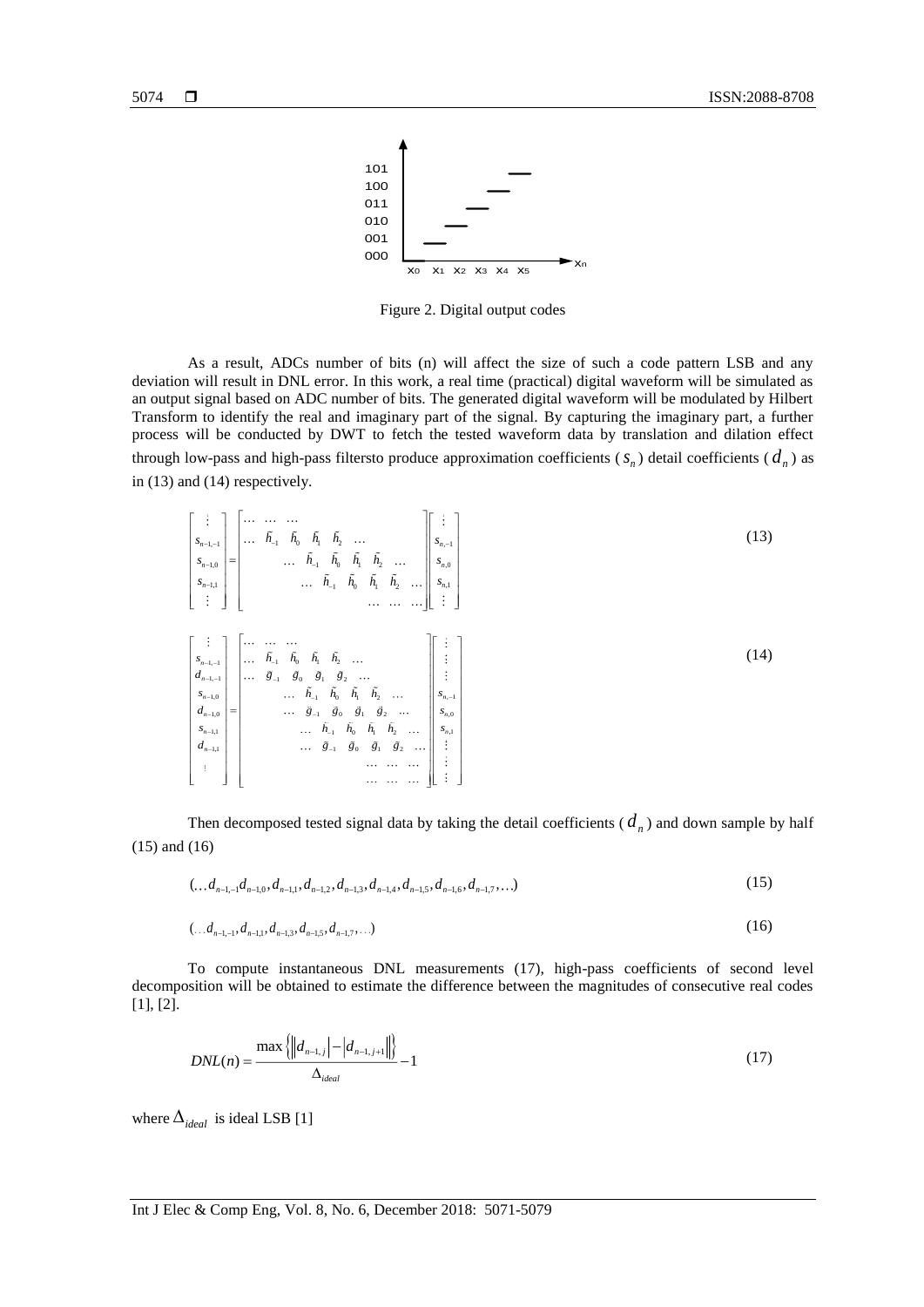Figure 2. Digital output codes

As a result, ADCs number of bits (n) will affect the size of such a code pattern LSB and any deviation will result in DNL error. In this work, a real time (practical) digital waveform will be simulated as an output signal based on ADC number of bits. The generated digital waveform will be modulated by Hilbert Transform to identify the real and imaginary part of the signal. By capturing the imaginary part, a further process will be conducted by DWT to fetch the tested waveform data by translation and dilation effect through low-pass and high-pass filtersto produce approximation coefficients ($s_n$) detail coefficients ($d_n$) as in (13) and (14) respectively.

$$\begin{bmatrix} \vdots \\ s_{n-1,-1} \\ s_{n-1,0} \\ s_{n-1,1} \\ \vdots \end{bmatrix} = \begin{bmatrix} \ldots & \ldots & \ldots & & & & & & \\ \ldots & \tilde{h}_{-1} & \tilde{h}_0 & \tilde{h}_1 & \tilde{h}_2 & \ldots & & & \\ & & \ldots & \tilde{h}_{-1} & \tilde{h}_0 & \tilde{h}_1 & \tilde{h}_2 & \ldots & \\ & & & \ldots & \tilde{h}_{-1} & \tilde{h}_0 & \tilde{h}_1 & \tilde{h}_2 & \ldots \\ & & & & & & \ldots & \ldots & \ldots \end{bmatrix} \begin{bmatrix} \vdots \\ s_{n,-1} \\ s_{n,0} \\ s_{n,1} \\ \vdots \end{bmatrix} \tag{13}$$

$$\begin{bmatrix} \vdots \\ s_{n-1,-1} \\ d_{n-1,-1} \\ s_{n-1,0} \\ d_{n-1,0} \\ s_{n-1,1} \\ d_{n-1,1} \\ \vdots \end{bmatrix} = \begin{bmatrix} \ldots & \ldots & \ldots & & & & & & \\ \ldots & \tilde{h}_{-1} & \tilde{h}_0 & \tilde{h}_1 & \tilde{h}_2 & \ldots & & & \\ \ldots & \tilde{g}_{-1} & \tilde{g}_0 & \tilde{g}_1 & \tilde{g}_2 & \ldots & & & \\ & & \ldots & \tilde{h}_{-1} & \tilde{h}_0 & \tilde{h}_1 & \tilde{h}_2 & \ldots & \\ & & \ldots & \tilde{g}_{-1} & \tilde{g}_0 & \tilde{g}_1 & \tilde{g}_2 & \ldots & \\ & & & \ldots & \tilde{h}_{-1} & \tilde{h}_0 & \tilde{h}_1 & \tilde{h}_2 & \ldots \\ & & & \ldots & \tilde{g}_{-1} & \tilde{g}_0 & \tilde{g}_1 & \tilde{g}_2 & \ldots \\ & & & & & & \ldots & \ldots & \ldots \\ & & & & & & \ldots & \ldots & \ldots \end{bmatrix} \begin{bmatrix} \vdots \\ \vdots \\ \vdots \\ s_{n,-1} \\ s_{n,0} \\ s_{n,1} \\ \vdots \\ \vdots \\ \vdots \end{bmatrix} \tag{14}$$

Then decomposed tested signal data by taking the detail coefficients ($d_n$) and down sample by half (15) and (16)

$$(\ldots d_{n-1,-1} d_{n-1,0}, d_{n-1,1}, d_{n-1,2}, d_{n-1,3}, d_{n-1,4}, d_{n-1,5}, d_{n-1,6}, d_{n-1,7}, \ldots) \tag{15}$$

$$(\ldots d_{n-1,-1}, d_{n-1,1}, d_{n-1,3}, d_{n-1,5}, d_{n-1,7}, \ldots) \tag{16}$$

To compute instantaneous DNL measurements (17), high-pass coefficients of second level decomposition will be obtained to estimate the difference between the magnitudes of consecutive real codes [1], [2].

$$DNL(n) = \frac{\max\left\{\left\| d_{n-1,j} \right| - \left| d_{n-1,j+1} \right\|\right\}}{\Delta_{ideal}} - 1 \tag{17}$$

where $\Delta_{ideal}$ is ideal LSB [1]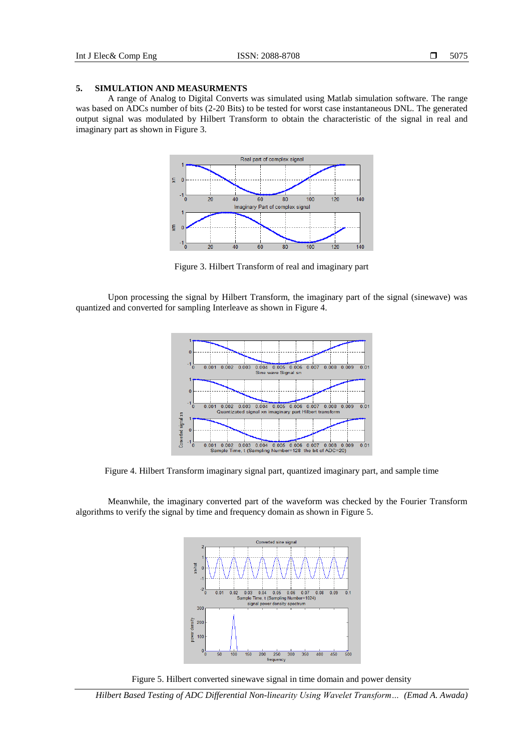## 5. SIMULATION AND MEASURMENTS

A range of Analog to Digital Converts was simulated using Matlab simulation software. The range was based on ADCs number of bits (2-20 Bits) to be tested for worst case instantaneous DNL. The generated output signal was modulated by Hilbert Transform to obtain the characteristic of the signal in real and imaginary part as shown in Figure 3.

Figure 3. Hilbert Transform of real and imaginary part

Upon processing the signal by Hilbert Transform, the imaginary part of the signal (sinewave) was quantized and converted for sampling Interleave as shown in Figure 4.

Figure 4. Hilbert Transform imaginary signal part, quantized imaginary part, and sample time

Meanwhile, the imaginary converted part of the waveform was checked by the Fourier Transform algorithms to verify the signal by time and frequency domain as shown in Figure 5.

Figure 5. Hilbert converted sinewave signal in time domain and power density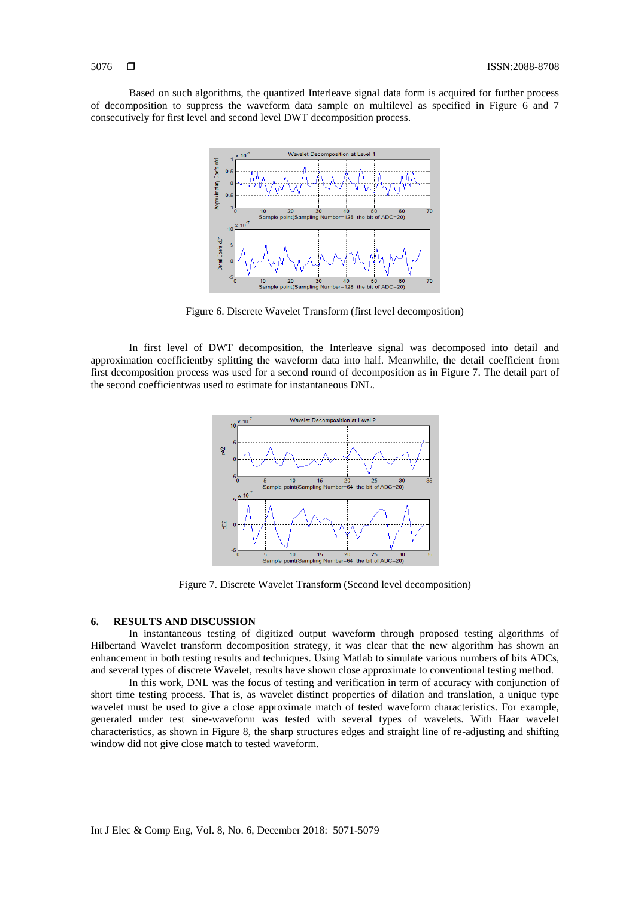Based on such algorithms, the quantized Interleave signal data form is acquired for further process of decomposition to suppress the waveform data sample on multilevel as specified in Figure 6 and 7 consecutively for first level and second level DWT decomposition process.

Figure 6. Discrete Wavelet Transform (first level decomposition)

In first level of DWT decomposition, the Interleave signal was decomposed into detail and approximation coefficientby splitting the waveform data into half. Meanwhile, the detail coefficient from first decomposition process was used for a second round of decomposition as in Figure 7. The detail part of the second coefficientwas used to estimate for instantaneous DNL.

Figure 7. Discrete Wavelet Transform (Second level decomposition)

## 6. RESULTS AND DISCUSSION

In instantaneous testing of digitized output waveform through proposed testing algorithms of Hilbertand Wavelet transform decomposition strategy, it was clear that the new algorithm has shown an enhancement in both testing results and techniques. Using Matlab to simulate various numbers of bits ADCs, and several types of discrete Wavelet, results have shown close approximate to conventional testing method.

In this work, DNL was the focus of testing and verification in term of accuracy with conjunction of short time testing process. That is, as wavelet distinct properties of dilation and translation, a unique type wavelet must be used to give a close approximate match of tested waveform characteristics. For example, generated under test sine-waveform was tested with several types of wavelets. With Haar wavelet characteristics, as shown in Figure 8, the sharp structures edges and straight line of re-adjusting and shifting window did not give close match to tested waveform.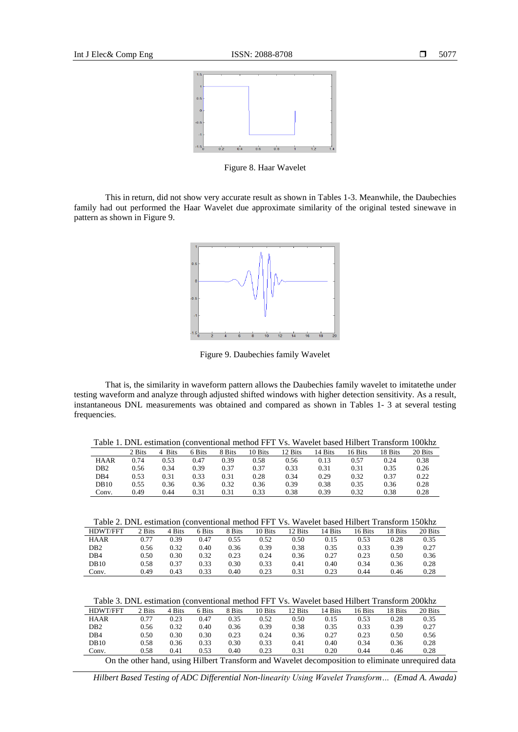Figure 8. Haar Wavelet

This in return, did not show very accurate result as shown in Tables 1-3. Meanwhile, the Daubechies family had out performed the Haar Wavelet due approximate similarity of the original tested sinewave in pattern as shown in Figure 9.

Figure 9. Daubechies family Wavelet

That is, the similarity in waveform pattern allows the Daubechies family wavelet to imitatethe under testing waveform and analyze through adjusted shifted windows with higher detection sensitivity. As a result, instantaneous DNL measurements was obtained and compared as shown in Tables 1- 3 at several testing frequencies.

Table 1. DNL estimation (conventional method FFT Vs. Wavelet based Hilbert Transform 100khz

| | 2 Bits | 4 Bits | 6 Bits | 8 Bits | 10 Bits | 12 Bits | 14 Bits | 16 Bits | 18 Bits | 20 Bits |
|---|---|---|---|---|---|---|---|---|---|---|
| HAAR | 0.74 | 0.53 | 0.47 | 0.39 | 0.58 | 0.56 | 0.13 | 0.57 | 0.24 | 0.38 |
| DB2 | 0.56 | 0.34 | 0.39 | 0.37 | 0.37 | 0.33 | 0.31 | 0.31 | 0.35 | 0.26 |
| DB4 | 0.53 | 0.31 | 0.33 | 0.31 | 0.28 | 0.34 | 0.29 | 0.32 | 0.37 | 0.22 |
| DB10 | 0.55 | 0.36 | 0.36 | 0.32 | 0.36 | 0.39 | 0.38 | 0.35 | 0.36 | 0.28 |
| Conv. | 0.49 | 0.44 | 0.31 | 0.31 | 0.33 | 0.38 | 0.39 | 0.32 | 0.38 | 0.28 |

Table 2. DNL estimation (conventional method FFT Vs. Wavelet based Hilbert Transform 150khz

| HDWT/FFT | 2 Bits | 4 Bits | 6 Bits | 8 Bits | 10 Bits | 12 Bits | 14 Bits | 16 Bits | 18 Bits | 20 Bits |
|---|---|---|---|---|---|---|---|---|---|---|
| HAAR | 0.77 | 0.39 | 0.47 | 0.55 | 0.52 | 0.50 | 0.15 | 0.53 | 0.28 | 0.35 |
| DB2 | 0.56 | 0.32 | 0.40 | 0.36 | 0.39 | 0.38 | 0.35 | 0.33 | 0.39 | 0.27 |
| DB4 | 0.50 | 0.30 | 0.32 | 0.23 | 0.24 | 0.36 | 0.27 | 0.23 | 0.50 | 0.36 |
| DB10 | 0.58 | 0.37 | 0.33 | 0.30 | 0.33 | 0.41 | 0.40 | 0.34 | 0.36 | 0.28 |
| Conv. | 0.49 | 0.43 | 0.33 | 0.40 | 0.23 | 0.31 | 0.23 | 0.44 | 0.46 | 0.28 |

Table 3. DNL estimation (conventional method FFT Vs. Wavelet based Hilbert Transform 200khz

| HDWT/FFT | 2 Bits | 4 Bits | 6 Bits | 8 Bits | 10 Bits | 12 Bits | 14 Bits | 16 Bits | 18 Bits | 20 Bits |
|---|---|---|---|---|---|---|---|---|---|---|
| HAAR | 0.77 | 0.23 | 0.47 | 0.35 | 0.52 | 0.50 | 0.15 | 0.53 | 0.28 | 0.35 |
| DB2 | 0.56 | 0.32 | 0.40 | 0.36 | 0.39 | 0.38 | 0.35 | 0.33 | 0.39 | 0.27 |
| DB4 | 0.50 | 0.30 | 0.30 | 0.23 | 0.24 | 0.36 | 0.27 | 0.23 | 0.50 | 0.56 |
| DB10 | 0.58 | 0.36 | 0.33 | 0.30 | 0.33 | 0.41 | 0.40 | 0.34 | 0.36 | 0.28 |
| Conv. | 0.58 | 0.41 | 0.53 | 0.40 | 0.23 | 0.31 | 0.20 | 0.44 | 0.46 | 0.28 |

On the other hand, using Hilbert Transform and Wavelet decomposition to eliminate unrequired data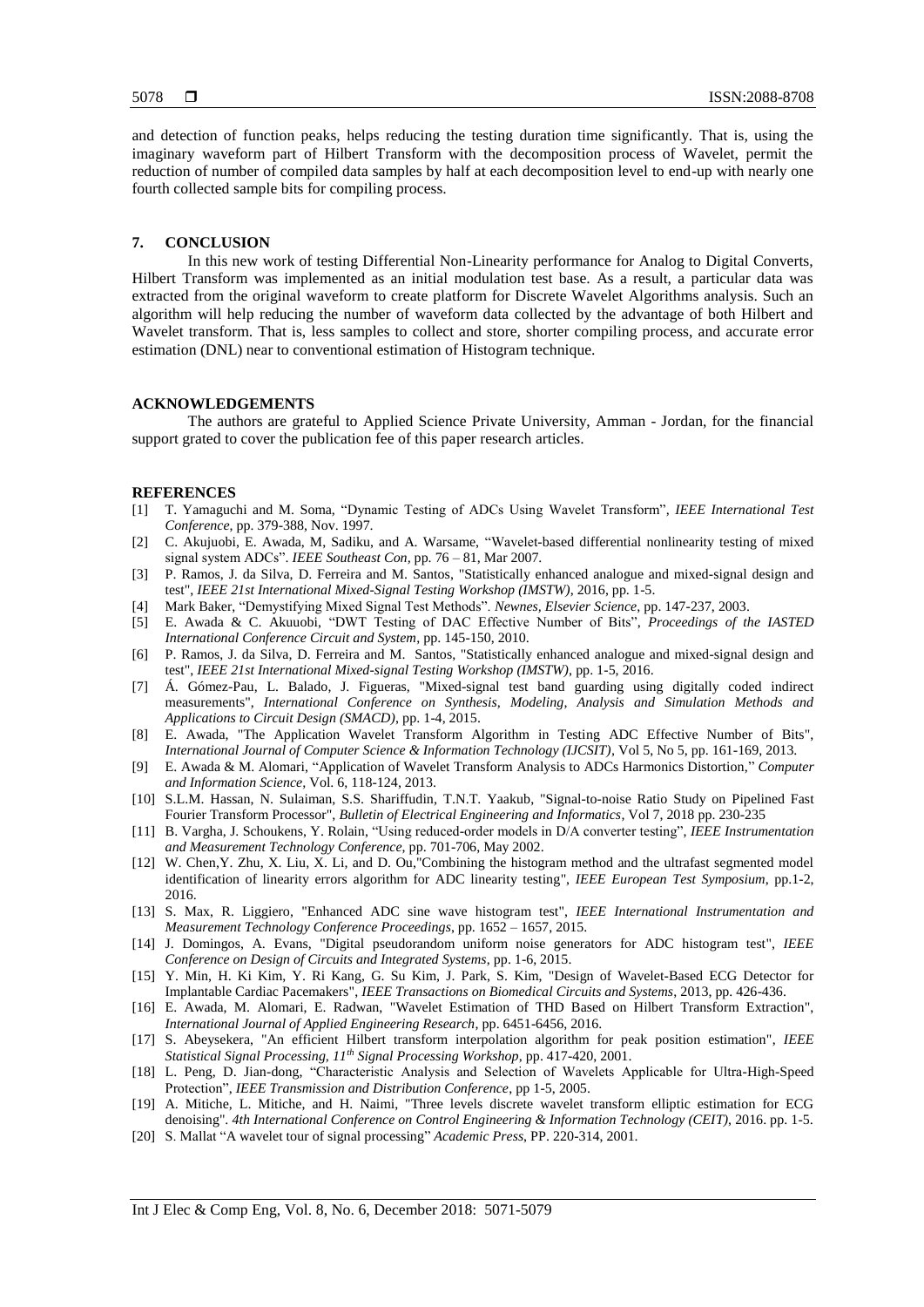and detection of function peaks, helps reducing the testing duration time significantly. That is, using the imaginary waveform part of Hilbert Transform with the decomposition process of Wavelet, permit the reduction of number of compiled data samples by half at each decomposition level to end-up with nearly one fourth collected sample bits for compiling process.

## 7. CONCLUSION

In this new work of testing Differential Non-Linearity performance for Analog to Digital Converts, Hilbert Transform was implemented as an initial modulation test base. As a result, a particular data was extracted from the original waveform to create platform for Discrete Wavelet Algorithms analysis. Such an algorithm will help reducing the number of waveform data collected by the advantage of both Hilbert and Wavelet transform. That is, less samples to collect and store, shorter compiling process, and accurate error estimation (DNL) near to conventional estimation of Histogram technique.

## ACKNOWLEDGEMENTS

The authors are grateful to Applied Science Private University, Amman - Jordan, for the financial support grated to cover the publication fee of this paper research articles.

## REFERENCES

[1] T. Yamaguchi and M. Soma, "Dynamic Testing of ADCs Using Wavelet Transform", *IEEE International Test Conference*, pp. 379-388, Nov. 1997.

[2] C. Akujuobi, E. Awada, M, Sadiku, and A. Warsame, "Wavelet-based differential nonlinearity testing of mixed signal system ADCs". *IEEE Southeast Con*, pp. 76 – 81, Mar 2007.

[3] P. Ramos, J. da Silva, D. Ferreira and M. Santos, "Statistically enhanced analogue and mixed-signal design and test", *IEEE 21st International Mixed-Signal Testing Workshop (IMSTW)*, 2016, pp. 1-5.

[4] Mark Baker, "Demystifying Mixed Signal Test Methods". *Newnes, Elsevier Science*, pp. 147-237, 2003.

[5] E. Awada & C. Akuuobi, "DWT Testing of DAC Effective Number of Bits", *Proceedings of the IASTED International Conference Circuit and System*, pp. 145-150, 2010.

[6] P. Ramos, J. da Silva, D. Ferreira and M. Santos, "Statistically enhanced analogue and mixed-signal design and test", *IEEE 21st International Mixed-signal Testing Workshop (IMSTW)*, pp. 1-5, 2016.

[7] Á. Gómez-Pau, L. Balado, J. Figueras, "Mixed-signal test band guarding using digitally coded indirect measurements", *International Conference on Synthesis, Modeling, Analysis and Simulation Methods and Applications to Circuit Design (SMACD)*, pp. 1-4, 2015.

[8] E. Awada, "The Application Wavelet Transform Algorithm in Testing ADC Effective Number of Bits", *International Journal of Computer Science & Information Technology (IJCSIT)*, Vol 5, No 5, pp. 161-169, 2013.

[9] E. Awada & M. Alomari, "Application of Wavelet Transform Analysis to ADCs Harmonics Distortion," *Computer and Information Science*, Vol. 6, 118-124, 2013.

[10] S.L.M. Hassan, N. Sulaiman, S.S. Shariffudin, T.N.T. Yaakub, "Signal-to-noise Ratio Study on Pipelined Fast Fourier Transform Processor", *Bulletin of Electrical Engineering and Informatics*, Vol 7, 2018 pp. 230-235

[11] B. Vargha, J. Schoukens, Y. Rolain, "Using reduced-order models in D/A converter testing", *IEEE Instrumentation and Measurement Technology Conference*, pp. 701-706, May 2002.

[12] W. Chen,Y. Zhu, X. Liu, X. Li, and D. Ou,"Combining the histogram method and the ultrafast segmented model identification of linearity errors algorithm for ADC linearity testing", *IEEE European Test Symposium*, pp.1-2, 2016.

[13] S. Max, R. Liggiero, "Enhanced ADC sine wave histogram test", *IEEE International Instrumentation and Measurement Technology Conference Proceedings*, pp. 1652 – 1657, 2015.

[14] J. Domingos, A. Evans, "Digital pseudorandom uniform noise generators for ADC histogram test", *IEEE Conference on Design of Circuits and Integrated Systems*, pp. 1-6, 2015.

[15] Y. Min, H. Ki Kim, Y. Ri Kang, G. Su Kim, J. Park, S. Kim, "Design of Wavelet-Based ECG Detector for Implantable Cardiac Pacemakers", *IEEE Transactions on Biomedical Circuits and Systems*, 2013, pp. 426-436.

[16] E. Awada, M. Alomari, E. Radwan, "Wavelet Estimation of THD Based on Hilbert Transform Extraction", *International Journal of Applied Engineering Research*, pp. 6451-6456, 2016.

[17] S. Abeysekera, "An efficient Hilbert transform interpolation algorithm for peak position estimation", *IEEE Statistical Signal Processing, 11th Signal Processing Workshop*, pp. 417-420, 2001.

[18] L. Peng, D. Jian-dong, "Characteristic Analysis and Selection of Wavelets Applicable for Ultra-High-Speed Protection", *IEEE Transmission and Distribution Conference*, pp 1-5, 2005.

[19] A. Mitiche, L. Mitiche, and H. Naimi, "Three levels discrete wavelet transform elliptic estimation for ECG denoising". *4th International Conference on Control Engineering & Information Technology (CEIT)*, 2016. pp. 1-5.

[20] S. Mallat "A wavelet tour of signal processing" *Academic Press*, PP. 220-314, 2001.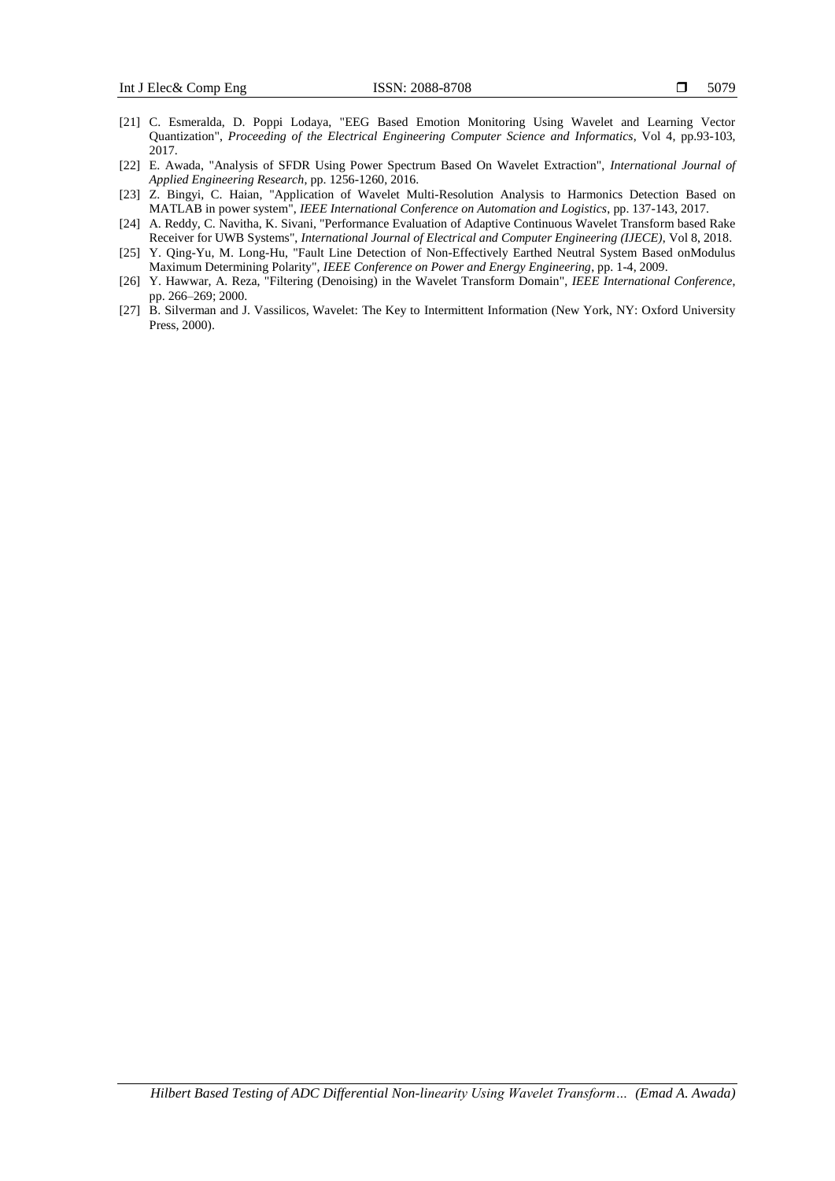[21] C. Esmeralda, D. Poppi Lodaya, "EEG Based Emotion Monitoring Using Wavelet and Learning Vector Quantization", *Proceeding of the Electrical Engineering Computer Science and Informatics*, Vol 4, pp.93-103, 2017.

[22] E. Awada, "Analysis of SFDR Using Power Spectrum Based On Wavelet Extraction", *International Journal of Applied Engineering Research*, pp. 1256-1260, 2016.

[23] Z. Bingyi, C. Haian, "Application of Wavelet Multi-Resolution Analysis to Harmonics Detection Based on MATLAB in power system", *IEEE International Conference on Automation and Logistics*, pp. 137-143, 2017.

[24] A. Reddy, C. Navitha, K. Sivani, "Performance Evaluation of Adaptive Continuous Wavelet Transform based Rake Receiver for UWB Systems", *International Journal of Electrical and Computer Engineering (IJECE)*, Vol 8, 2018.

[25] Y. Qing-Yu, M. Long-Hu, "Fault Line Detection of Non-Effectively Earthed Neutral System Based onModulus Maximum Determining Polarity", *IEEE Conference on Power and Energy Engineering*, pp. 1-4, 2009.

[26] Y. Hawwar, A. Reza, "Filtering (Denoising) in the Wavelet Transform Domain", *IEEE International Conference*, pp. 266–269; 2000.

[27] B. Silverman and J. Vassilicos, Wavelet: The Key to Intermittent Information (New York, NY: Oxford University Press, 2000).